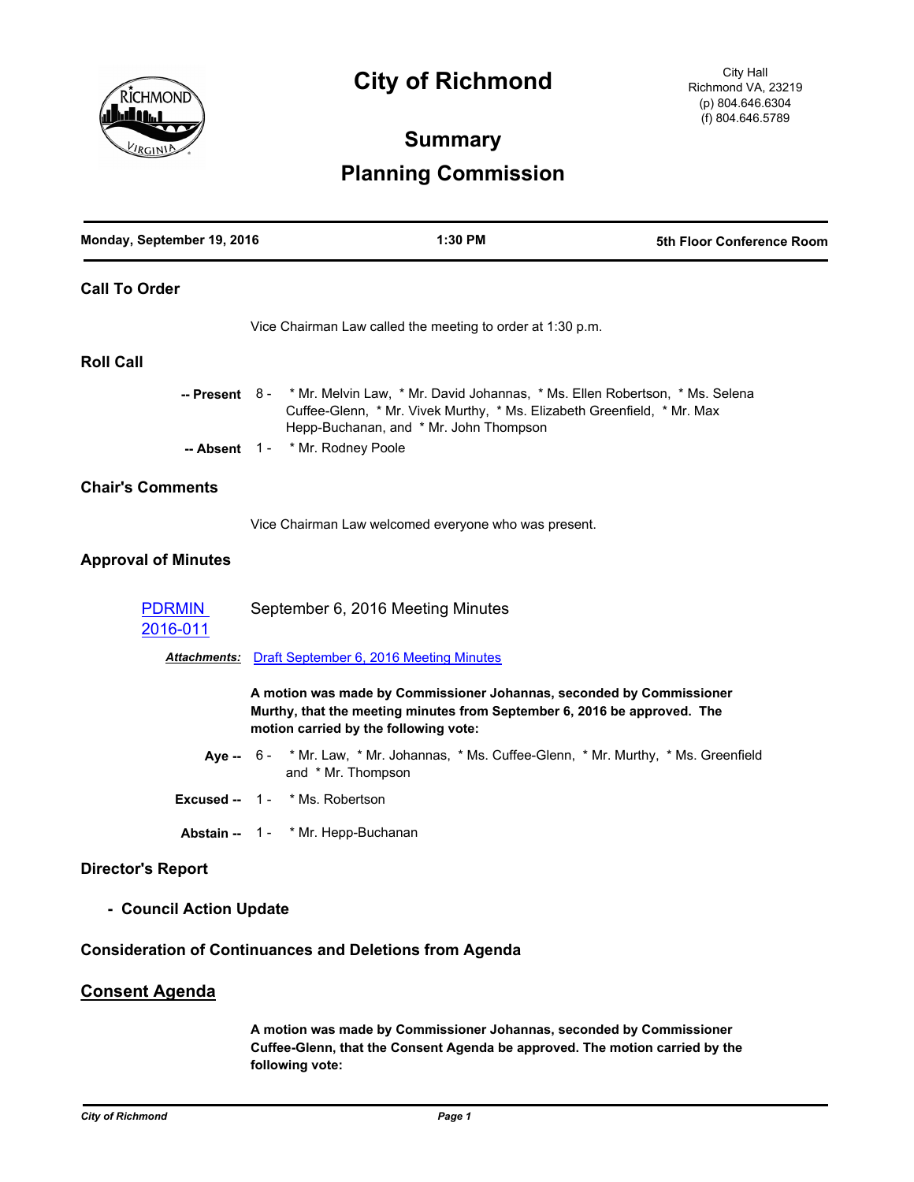# City of Richmond

City Hall
Richmond VA, 23219
(p) 804.646.6304
(f) 804.646.5789

## Summary

## Planning Commission

**Monday, September 19, 2016** | **1:30 PM** | **5th Floor Conference Room**

### Call To Order

Vice Chairman Law called the meeting to order at 1:30 p.m.

### Roll Call

**-- Present** 8 - * Mr. Melvin Law, * Mr. David Johannas, * Ms. Ellen Robertson, * Ms. Selena Cuffee-Glenn, * Mr. Vivek Murthy, * Ms. Elizabeth Greenfield, * Mr. Max Hepp-Buchanan, and * Mr. John Thompson

**-- Absent** 1 - * Mr. Rodney Poole

### Chair's Comments

Vice Chairman Law welcomed everyone who was present.

### Approval of Minutes

PDRMIN 2016-011 — September 6, 2016 Meeting Minutes

***Attachments:*** Draft September 6, 2016 Meeting Minutes

**A motion was made by Commissioner Johannas, seconded by Commissioner Murthy, that the meeting minutes from September 6, 2016 be approved. The motion carried by the following vote:**

**Aye --** 6 - * Mr. Law, * Mr. Johannas, * Ms. Cuffee-Glenn, * Mr. Murthy, * Ms. Greenfield and * Mr. Thompson

**Excused --** 1 - * Ms. Robertson

**Abstain --** 1 - * Mr. Hepp-Buchanan

### Director's Report

- **Council Action Update**

### Consideration of Continuances and Deletions from Agenda

### Consent Agenda

**A motion was made by Commissioner Johannas, seconded by Commissioner Cuffee-Glenn, that the Consent Agenda be approved. The motion carried by the following vote:**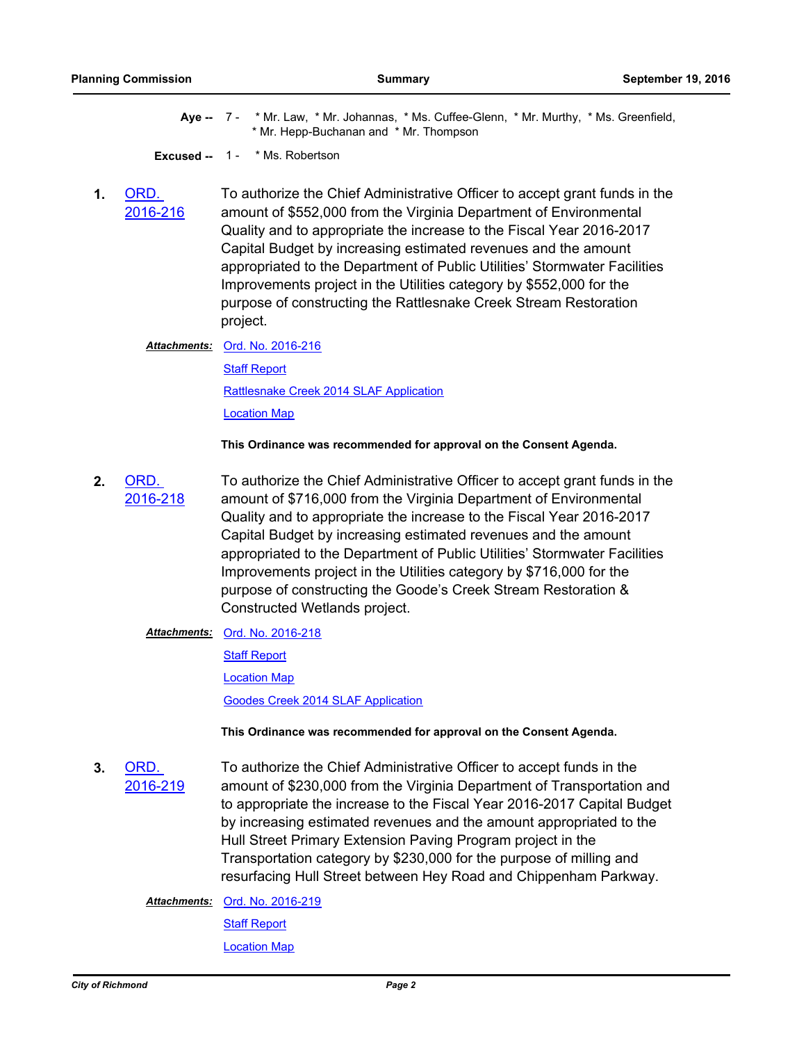**Aye --** 7 - * Mr. Law, * Mr. Johannas, * Ms. Cuffee-Glenn, * Mr. Murthy, * Ms. Greenfield, * Mr. Hepp-Buchanan and * Mr. Thompson

**Excused --** 1 - * Ms. Robertson

**1. ORD. 2016-216**

To authorize the Chief Administrative Officer to accept grant funds in the amount of $552,000 from the Virginia Department of Environmental Quality and to appropriate the increase to the Fiscal Year 2016-2017 Capital Budget by increasing estimated revenues and the amount appropriated to the Department of Public Utilities' Stormwater Facilities Improvements project in the Utilities category by $552,000 for the purpose of constructing the Rattlesnake Creek Stream Restoration project.

***Attachments:*** Ord. No. 2016-216
Staff Report
Rattlesnake Creek 2014 SLAF Application
Location Map

**This Ordinance was recommended for approval on the Consent Agenda.**

**2. ORD. 2016-218**

To authorize the Chief Administrative Officer to accept grant funds in the amount of $716,000 from the Virginia Department of Environmental Quality and to appropriate the increase to the Fiscal Year 2016-2017 Capital Budget by increasing estimated revenues and the amount appropriated to the Department of Public Utilities' Stormwater Facilities Improvements project in the Utilities category by $716,000 for the purpose of constructing the Goode's Creek Stream Restoration & Constructed Wetlands project.

***Attachments:*** Ord. No. 2016-218
Staff Report
Location Map
Goodes Creek 2014 SLAF Application

**This Ordinance was recommended for approval on the Consent Agenda.**

**3. ORD. 2016-219**

To authorize the Chief Administrative Officer to accept funds in the amount of $230,000 from the Virginia Department of Transportation and to appropriate the increase to the Fiscal Year 2016-2017 Capital Budget by increasing estimated revenues and the amount appropriated to the Hull Street Primary Extension Paving Program project in the Transportation category by $230,000 for the purpose of milling and resurfacing Hull Street between Hey Road and Chippenham Parkway.

***Attachments:*** Ord. No. 2016-219
Staff Report
Location Map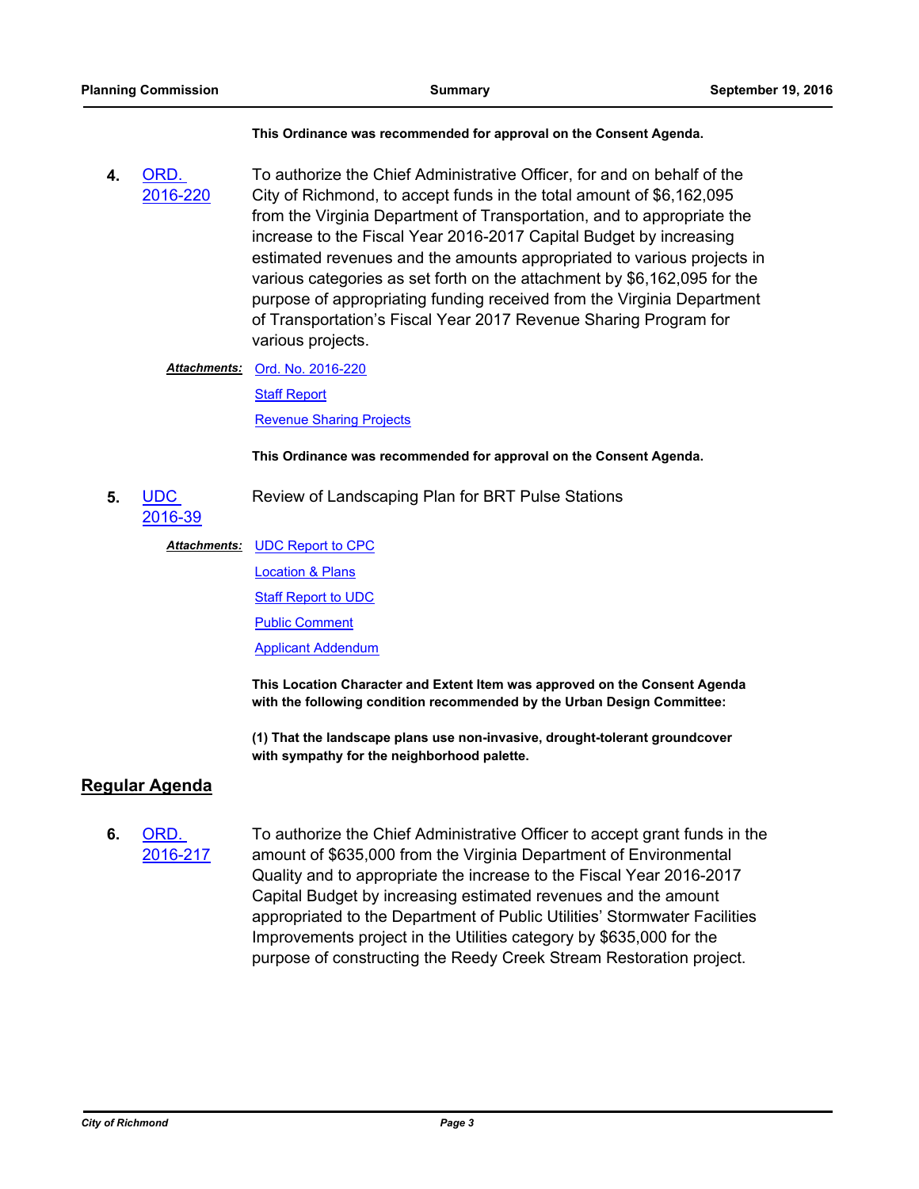**This Ordinance was recommended for approval on the Consent Agenda.**

4. ORD. 2016-220 — To authorize the Chief Administrative Officer, for and on behalf of the City of Richmond, to accept funds in the total amount of $6,162,095 from the Virginia Department of Transportation, and to appropriate the increase to the Fiscal Year 2016-2017 Capital Budget by increasing estimated revenues and the amounts appropriated to various projects in various categories as set forth on the attachment by $6,162,095 for the purpose of appropriating funding received from the Virginia Department of Transportation's Fiscal Year 2017 Revenue Sharing Program for various projects.

   ***Attachments:*** Ord. No. 2016-220
   Staff Report
   Revenue Sharing Projects

   **This Ordinance was recommended for approval on the Consent Agenda.**

5. UDC 2016-39 — Review of Landscaping Plan for BRT Pulse Stations

   ***Attachments:*** UDC Report to CPC
   Location & Plans
   Staff Report to UDC
   Public Comment
   Applicant Addendum

   **This Location Character and Extent Item was approved on the Consent Agenda with the following condition recommended by the Urban Design Committee:**

   **(1) That the landscape plans use non-invasive, drought-tolerant groundcover with sympathy for the neighborhood palette.**

## Regular Agenda

6. ORD. 2016-217 — To authorize the Chief Administrative Officer to accept grant funds in the amount of $635,000 from the Virginia Department of Environmental Quality and to appropriate the increase to the Fiscal Year 2016-2017 Capital Budget by increasing estimated revenues and the amount appropriated to the Department of Public Utilities' Stormwater Facilities Improvements project in the Utilities category by $635,000 for the purpose of constructing the Reedy Creek Stream Restoration project.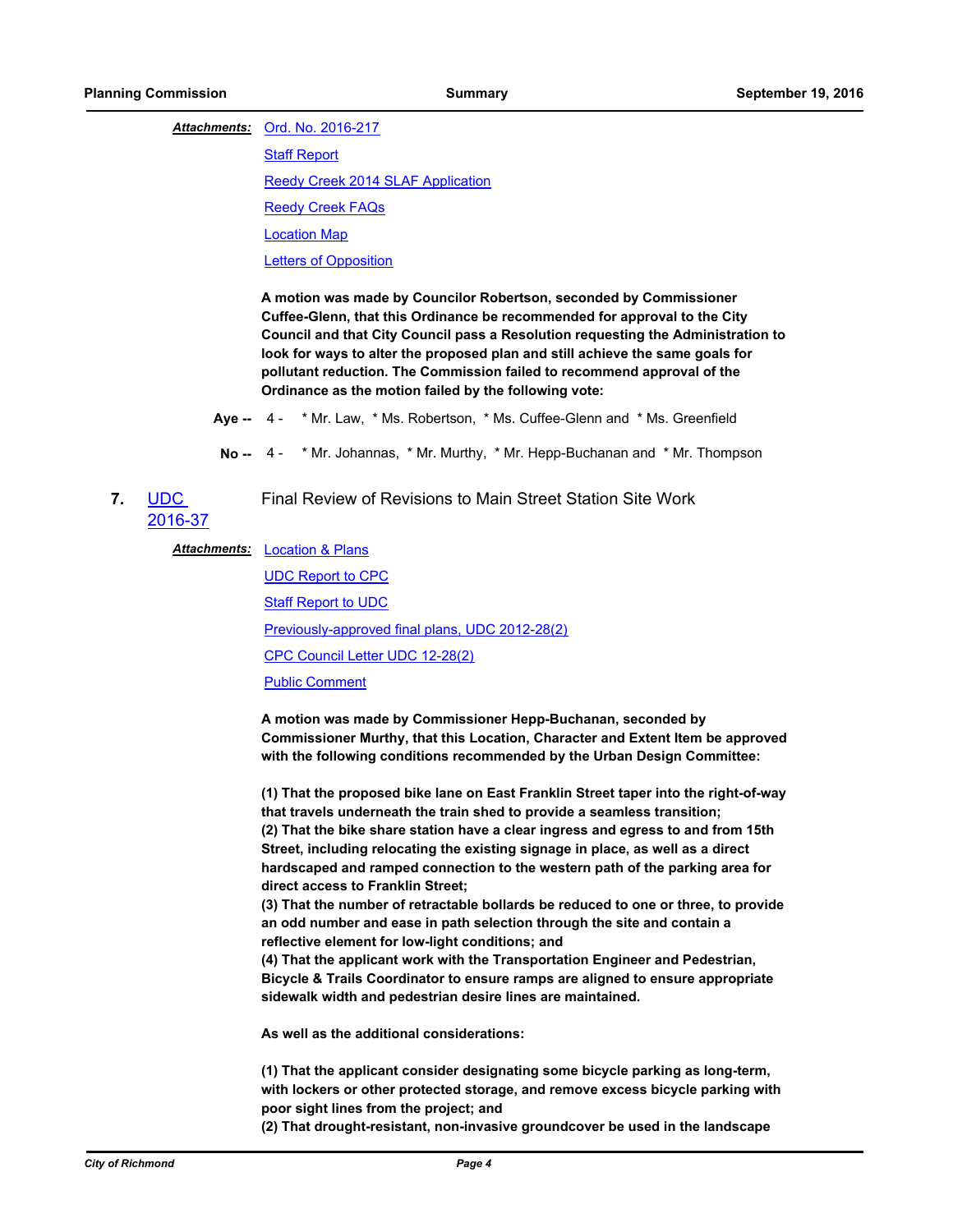***Attachments:*** Ord. No. 2016-217

Staff Report

Reedy Creek 2014 SLAF Application

Reedy Creek FAQs

Location Map

Letters of Opposition

**A motion was made by Councilor Robertson, seconded by Commissioner Cuffee-Glenn, that this Ordinance be recommended for approval to the City Council and that City Council pass a Resolution requesting the Administration to look for ways to alter the proposed plan and still achieve the same goals for pollutant reduction. The Commission failed to recommend approval of the Ordinance as the motion failed by the following vote:**

**Aye --** 4 - * Mr. Law, * Ms. Robertson, * Ms. Cuffee-Glenn and * Ms. Greenfield

**No --** 4 - * Mr. Johannas, * Mr. Murthy, * Mr. Hepp-Buchanan and * Mr. Thompson

**7.** UDC 2016-37 Final Review of Revisions to Main Street Station Site Work

***Attachments:*** Location & Plans

UDC Report to CPC

Staff Report to UDC

Previously-approved final plans, UDC 2012-28(2)

CPC Council Letter UDC 12-28(2)

Public Comment

**A motion was made by Commissioner Hepp-Buchanan, seconded by Commissioner Murthy, that this Location, Character and Extent Item be approved with the following conditions recommended by the Urban Design Committee:**

**(1) That the proposed bike lane on East Franklin Street taper into the right-of-way that travels underneath the train shed to provide a seamless transition;**
**(2) That the bike share station have a clear ingress and egress to and from 15th Street, including relocating the existing signage in place, as well as a direct hardscaped and ramped connection to the western path of the parking area for direct access to Franklin Street;**
**(3) That the number of retractable bollards be reduced to one or three, to provide an odd number and ease in path selection through the site and contain a reflective element for low-light conditions; and**
**(4) That the applicant work with the Transportation Engineer and Pedestrian, Bicycle & Trails Coordinator to ensure ramps are aligned to ensure appropriate sidewalk width and pedestrian desire lines are maintained.**

**As well as the additional considerations:**

**(1) That the applicant consider designating some bicycle parking as long-term, with lockers or other protected storage, and remove excess bicycle parking with poor sight lines from the project; and**
**(2) That drought-resistant, non-invasive groundcover be used in the landscape**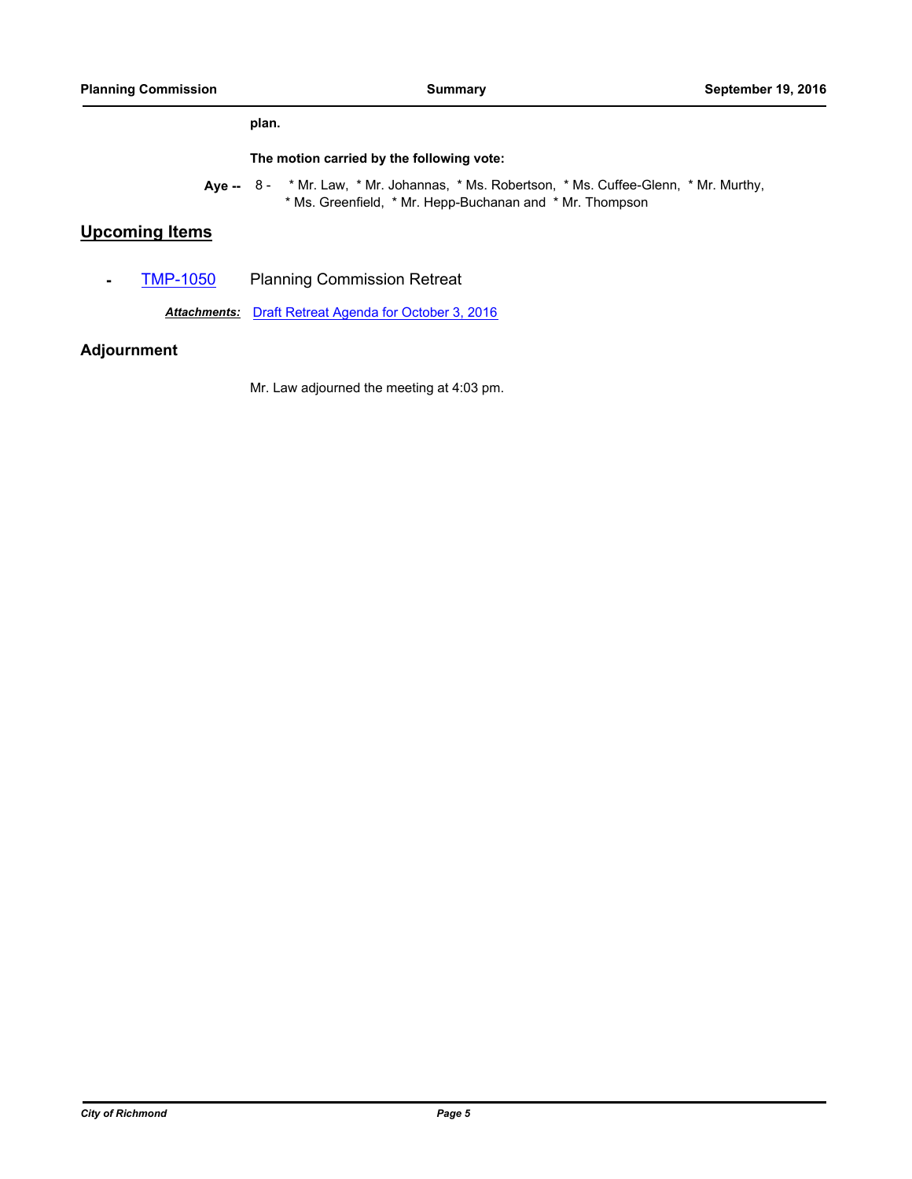**plan.**

**The motion carried by the following vote:**

**Aye --** 8 - * Mr. Law, * Mr. Johannas, * Ms. Robertson, * Ms. Cuffee-Glenn, * Mr. Murthy, * Ms. Greenfield, * Mr. Hepp-Buchanan and * Mr. Thompson

## Upcoming Items

- TMP-1050 Planning Commission Retreat

***Attachments:*** Draft Retreat Agenda for October 3, 2016

## Adjournment

Mr. Law adjourned the meeting at 4:03 pm.